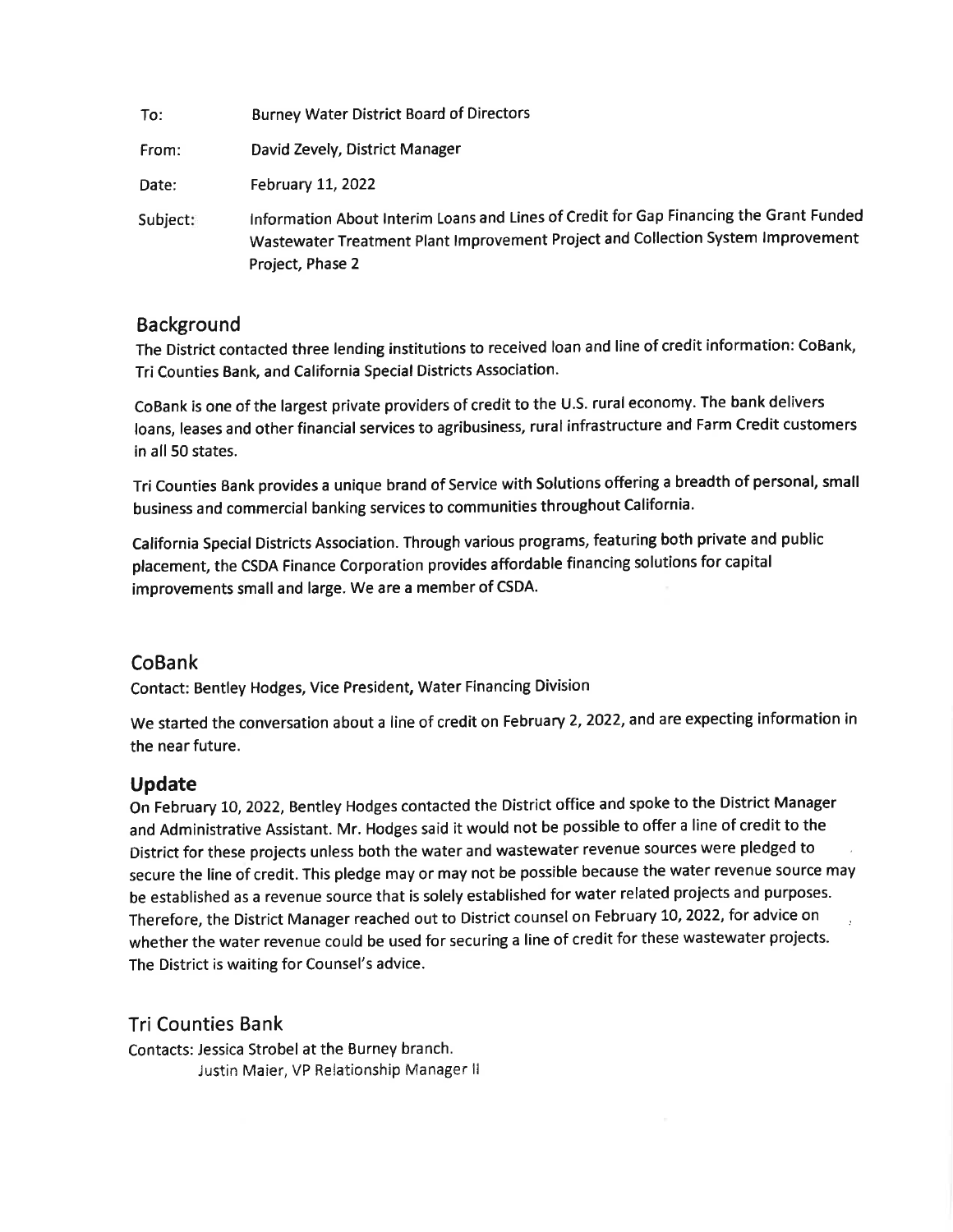To: Burney Water District Board of Directors

From: David Zevely, District Manager

Date: February 11, 2022

Subject: Information About Interim Loans and Lines of Credit for Gap Financing the Grant Funded Wastewater Treatment Plant Improvement Project and Collection System Improvement Project, Phase 2

## Background

The District contacted three lending institutions to received loan and line of credit information: CoBank, Tri Counties Bank, and California Special Districts Association.

CoBank is one of the largest private providers of credit to the U.S. rural economy. The bank delivers loans, leases and other financial services to agribusiness, rural infrastructure and Farm Credit customers in all 50 states.

Tri Counties Bank provides a unique brand of Service with Solutions offering a breadth of personal, small business and commercial banking services to communities throughout California.

California Special Districts Association. Through various programs, featuring both private and public placement, the CSDA Finance Corporation provides affordable financing solutions for capital improvements small and large. We are a member of CSDA.

## CoBank

Contact: Bentley Hodges, Vice President, Water Financing Division

We started the conversation about a line of credit on February 2, 2022, and are expecting information in the near future.

### Update

On February 10, 2022, Bentley Hodges contacted the District office and spoke to the District Manager and Administrative Assistant. Mr. Hodges said it would not be possible to offer a line of credit to the District for these projects unless both the water and wastewater revenue sources were pledged to secure the line of credit. This pledge may or may not be possible because the water revenue source may be established as a revenue source that is solely established for water related projects and purposes. Therefore, the District Manager reached out to District counsel on February 10, 2022, for advice on whether the water revenue could be used for securing a line of credit for these wastewater projects. The District is waiting for Counsel's advice.

## Tri Counties Bank

Contacts: Jessica Strobel at the Burney branch.
Justin Maier, VP Relationship Manager II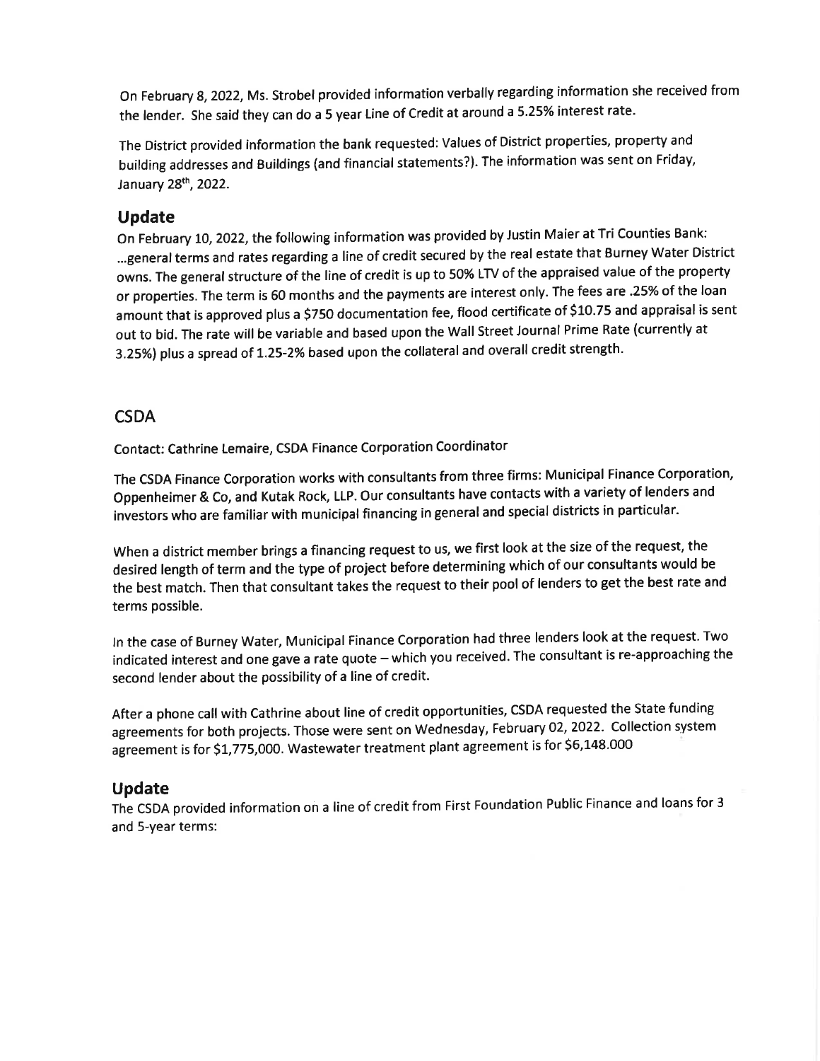On February 8, 2022, Ms. Strobel provided information verbally regarding information she received from the lender. She said they can do a 5 year Line of Credit at around a 5.25% interest rate.

The District provided information the bank requested: Values of District properties, property and building addresses and Buildings (and financial statements?). The information was sent on Friday, January 28th, 2022.

## Update

On February 10, 2022, the following information was provided by Justin Maier at Tri Counties Bank: ...general terms and rates regarding a line of credit secured by the real estate that Burney Water District owns. The general structure of the line of credit is up to 50% LTV of the appraised value of the property or properties. The term is 60 months and the payments are interest only. The fees are .25% of the loan amount that is approved plus a $750 documentation fee, flood certificate of $10.75 and appraisal is sent out to bid. The rate will be variable and based upon the Wall Street Journal Prime Rate (currently at 3.25%) plus a spread of 1.25-2% based upon the collateral and overall credit strength.

## CSDA

Contact: Cathrine Lemaire, CSDA Finance Corporation Coordinator

The CSDA Finance Corporation works with consultants from three firms: Municipal Finance Corporation, Oppenheimer & Co, and Kutak Rock, LLP. Our consultants have contacts with a variety of lenders and investors who are familiar with municipal financing in general and special districts in particular.

When a district member brings a financing request to us, we first look at the size of the request, the desired length of term and the type of project before determining which of our consultants would be the best match. Then that consultant takes the request to their pool of lenders to get the best rate and terms possible.

In the case of Burney Water, Municipal Finance Corporation had three lenders look at the request. Two indicated interest and one gave a rate quote – which you received. The consultant is re-approaching the second lender about the possibility of a line of credit.

After a phone call with Cathrine about line of credit opportunities, CSDA requested the State funding agreements for both projects. Those were sent on Wednesday, February 02, 2022. Collection system agreement is for $1,775,000. Wastewater treatment plant agreement is for $6,148.000

## Update

The CSDA provided information on a line of credit from First Foundation Public Finance and loans for 3 and 5-year terms: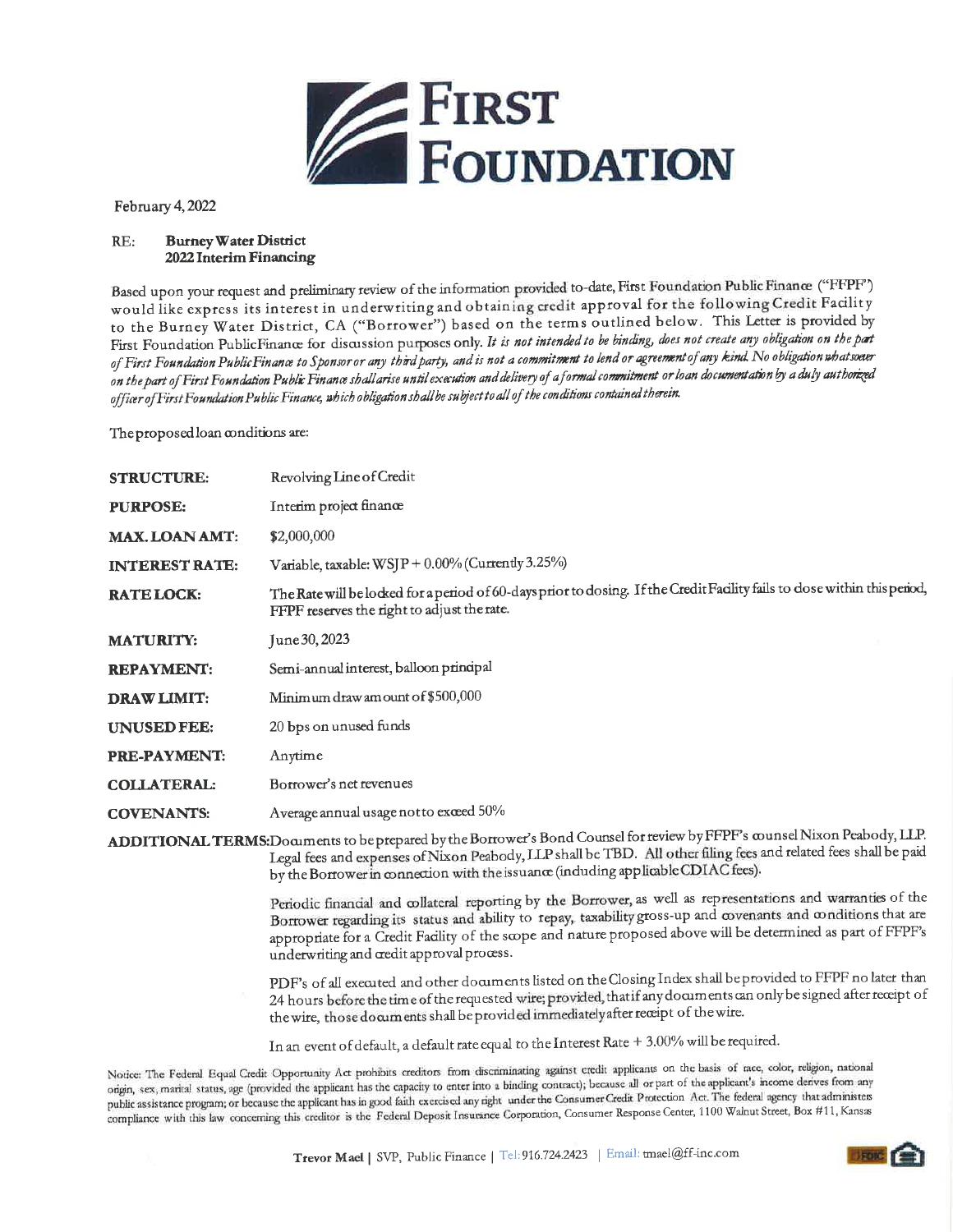# FIRST FOUNDATION

February 4, 2022

RE: **Burney Water District**
**2022 Interim Financing**

Based upon your request and preliminary review of the information provided to-date, First Foundation Public Finance ("FFPF") would like express its interest in underwriting and obtaining credit approval for the following Credit Facility to the Burney Water District, CA ("Borrower") based on the terms outlined below. This Letter is provided by First Foundation PublicFinance for discussion purposes only. *It is not intended to be binding, does not create any obligation on the part of First Foundation PublicFinance to Sponsor or any third party, and is not a commitment to lend or agreement of any kind. No obligation whatsoever on the part of First Foundation Public Finance shall arise until execution and delivery of a formal commitment or loan documentation by a duly authorized officer of First Foundation Public Finance, which obligation shall be subject to all of the conditions contained therein.*

The proposed loan conditions are:

| | |
|---|---|
| **STRUCTURE:** | Revolving Line of Credit |
| **PURPOSE:** | Interim project finance |
| **MAX. LOAN AMT:** | $2,000,000 |
| **INTEREST RATE:** | Variable, taxable: WSJP + 0.00% (Currently 3.25%) |
| **RATE LOCK:** | The Rate will be locked for a period of 60-days prior to closing. If the Credit Facility fails to close within this period, FFPF reserves the right to adjust the rate. |
| **MATURITY:** | June 30, 2023 |
| **REPAYMENT:** | Semi-annual interest, balloon principal |
| **DRAW LIMIT:** | Minimum draw amount of $500,000 |
| **UNUSED FEE:** | 20 bps on unused funds |
| **PRE-PAYMENT:** | Anytime |
| **COLLATERAL:** | Borrower's net revenues |
| **COVENANTS:** | Average annual usage not to exceed 50% |

**ADDITIONAL TERMS:** Documents to be prepared by the Borrower's Bond Counsel for review by FFPF's counsel Nixon Peabody, LLP. Legal fees and expenses of Nixon Peabody, LLP shall be TBD. All other filing fees and related fees shall be paid by the Borrower in connection with the issuance (including applicable CDIAC fees).

Periodic financial and collateral reporting by the Borrower, as well as representations and warranties of the Borrower regarding its status and ability to repay, taxability gross-up and covenants and conditions that are appropriate for a Credit Facility of the scope and nature proposed above will be determined as part of FFPF's underwriting and credit approval process.

PDF's of all executed and other documents listed on the Closing Index shall be provided to FFPF no later than 24 hours before the time of the requested wire; provided, that if any documents can only be signed after receipt of the wire, those documents shall be provided immediately after receipt of the wire.

In an event of default, a default rate equal to the Interest Rate + 3.00% will be required.

Notice: The Federal Equal Credit Opportunity Act prohibits creditors from discriminating against credit applicants on the basis of race, color, religion, national origin, sex, marital status, age (provided the applicant has the capacity to enter into a binding contract); because all or part of the applicant's income derives from any public assistance program; or because the applicant has in good faith exercised any right under the Consumer Credit Protection Act. The federal agency that administers compliance with this law concerning this creditor is the Federal Deposit Insurance Corporation, Consumer Response Center, 1100 Walnut Street, Box #11, Kansas

**Trevor Mael** | SVP, Public Finance | Tel: 916.724.2423 | Email: tmael@ff-inc.com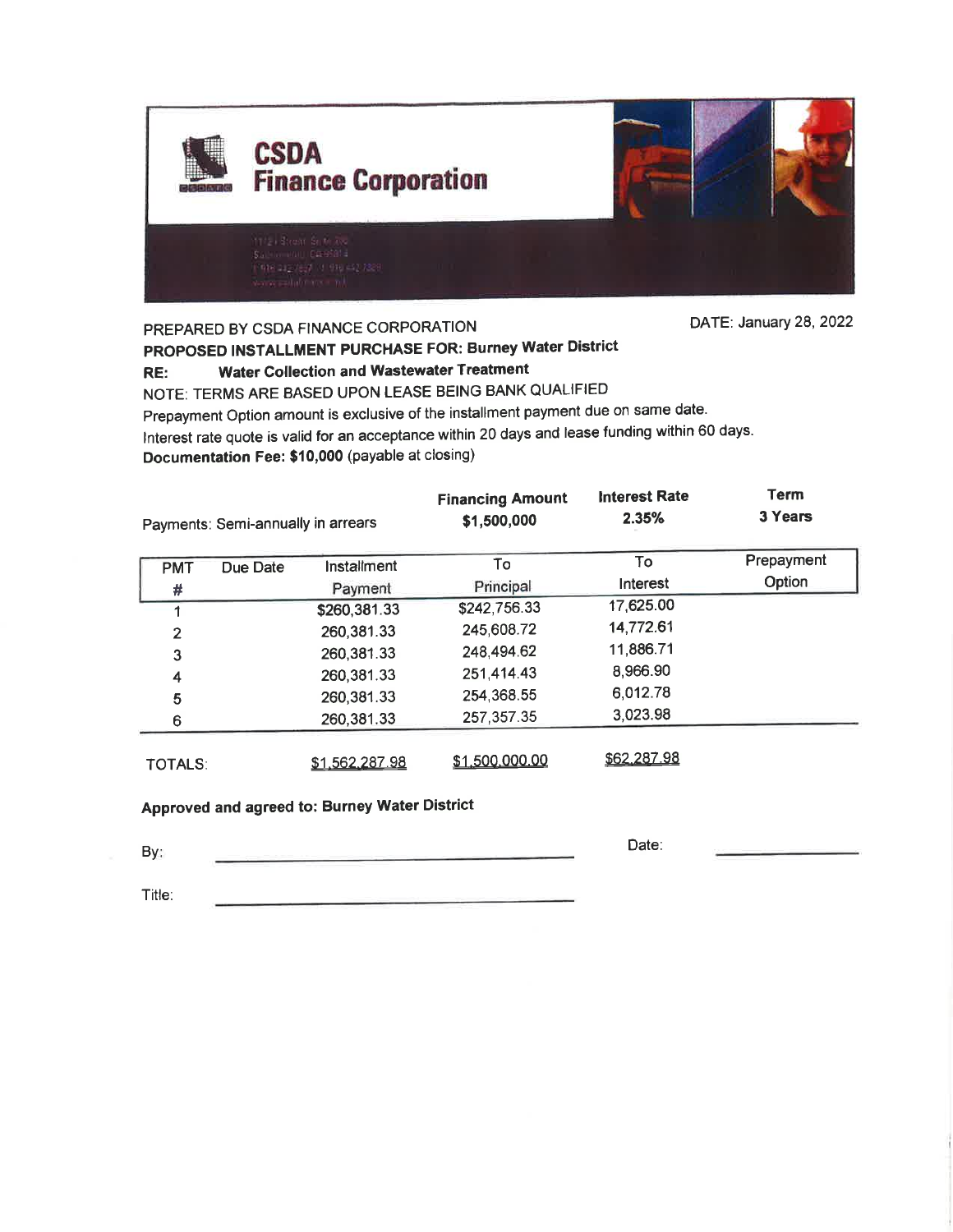# CSDA Finance Corporation

PREPARED BY CSDA FINANCE CORPORATION

DATE: January 28, 2022

**PROPOSED INSTALLMENT PURCHASE FOR: Burney Water District**

**RE: Water Collection and Wastewater Treatment**

NOTE: TERMS ARE BASED UPON LEASE BEING BANK QUALIFIED

Prepayment Option amount is exclusive of the installment payment due on same date.

Interest rate quote is valid for an acceptance within 20 days and lease funding within 60 days.

**Documentation Fee: $10,000** (payable at closing)

| Payments: Semi-annually in arrears | **Financing Amount** | **Interest Rate** | **Term** |
|---|---|---|---|
| | **$1,500,000** | **2.35%** | **3 Years** |

| PMT # | Due Date | Installment Payment | To Principal | To Interest | Prepayment Option |
|---|---|---|---|---|---|
| 1 | | $260,381.33 | $242,756.33 | 17,625.00 | |
| 2 | | 260,381.33 | 245,608.72 | 14,772.61 | |
| 3 | | 260,381.33 | 248,494.62 | 11,886.71 | |
| 4 | | 260,381.33 | 251,414.43 | 8,966.90 | |
| 5 | | 260,381.33 | 254,368.55 | 6,012.78 | |
| 6 | | 260,381.33 | 257,357.35 | 3,023.98 | |
| TOTALS: | | $1,562,287.98 | $1,500,000.00 | $62,287.98 | |

**Approved and agreed to: Burney Water District**

By: \_\_\_\_\_\_\_\_\_\_\_\_\_\_\_\_\_\_\_\_\_\_\_\_\_\_\_\_ Date: \_\_\_\_\_\_\_\_\_\_\_\_

Title: \_\_\_\_\_\_\_\_\_\_\_\_\_\_\_\_\_\_\_\_\_\_\_\_\_\_\_\_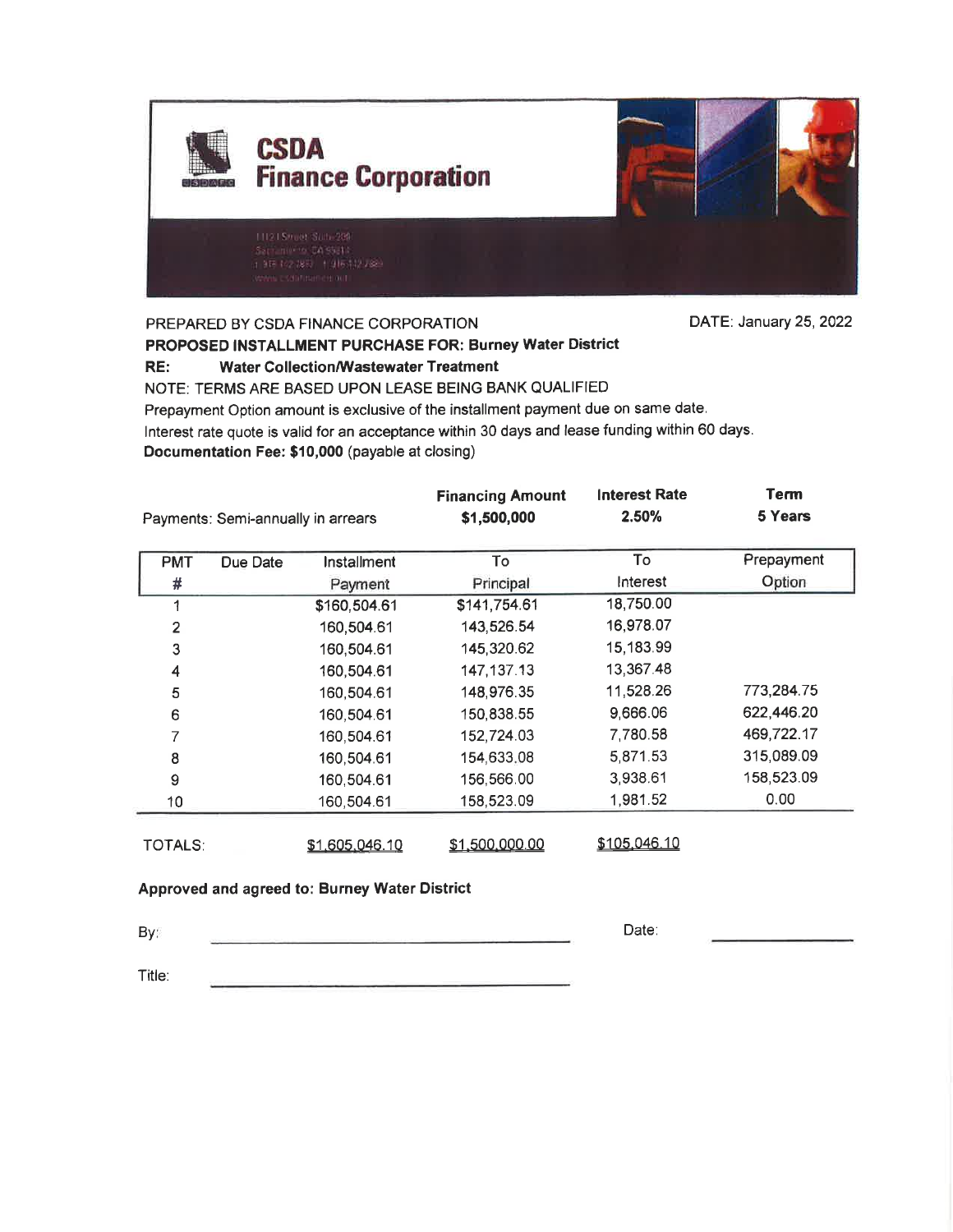# CSDA Finance Corporation

1112 I Street, Suite 200
Sacramento, CA 95814
t: 916 442 2852 f: 916 442 2886
www.csdafinance.net

PREPARED BY CSDA FINANCE CORPORATION

DATE: January 25, 2022

**PROPOSED INSTALLMENT PURCHASE FOR: Burney Water District**

**RE: Water Collection/Wastewater Treatment**

NOTE: TERMS ARE BASED UPON LEASE BEING BANK QUALIFIED

Prepayment Option amount is exclusive of the installment payment due on same date.

Interest rate quote is valid for an acceptance within 30 days and lease funding within 60 days.

**Documentation Fee: $10,000** (payable at closing)

| Payments: Semi-annually in arrears | Financing Amount | Interest Rate | Term |
|---|---|---|---|
| | **$1,500,000** | **2.50%** | **5 Years** |

| PMT # | Due Date | Installment Payment | To Principal | To Interest | Prepayment Option |
|---|---|---|---|---|---|
| 1 | | $160,504.61 | $141,754.61 | 18,750.00 | |
| 2 | | 160,504.61 | 143,526.54 | 16,978.07 | |
| 3 | | 160,504.61 | 145,320.62 | 15,183.99 | |
| 4 | | 160,504.61 | 147,137.13 | 13,367.48 | |
| 5 | | 160,504.61 | 148,976.35 | 11,528.26 | 773,284.75 |
| 6 | | 160,504.61 | 150,838.55 | 9,666.06 | 622,446.20 |
| 7 | | 160,504.61 | 152,724.03 | 7,780.58 | 469,722.17 |
| 8 | | 160,504.61 | 154,633.08 | 5,871.53 | 315,089.09 |
| 9 | | 160,504.61 | 156,566.00 | 3,938.61 | 158,523.09 |
| 10 | | 160,504.61 | 158,523.09 | 1,981.52 | 0.00 |
| TOTALS: | | $1,605,046.10 | $1,500,000.00 | $105,046.10 | |

**Approved and agreed to: Burney Water District**

By: \_\_\_\_\_\_\_\_\_\_\_\_\_\_\_\_\_\_\_\_\_\_\_\_\_\_\_\_ Date: \_\_\_\_\_\_\_\_\_\_\_\_

Title: \_\_\_\_\_\_\_\_\_\_\_\_\_\_\_\_\_\_\_\_\_\_\_\_\_\_\_\_